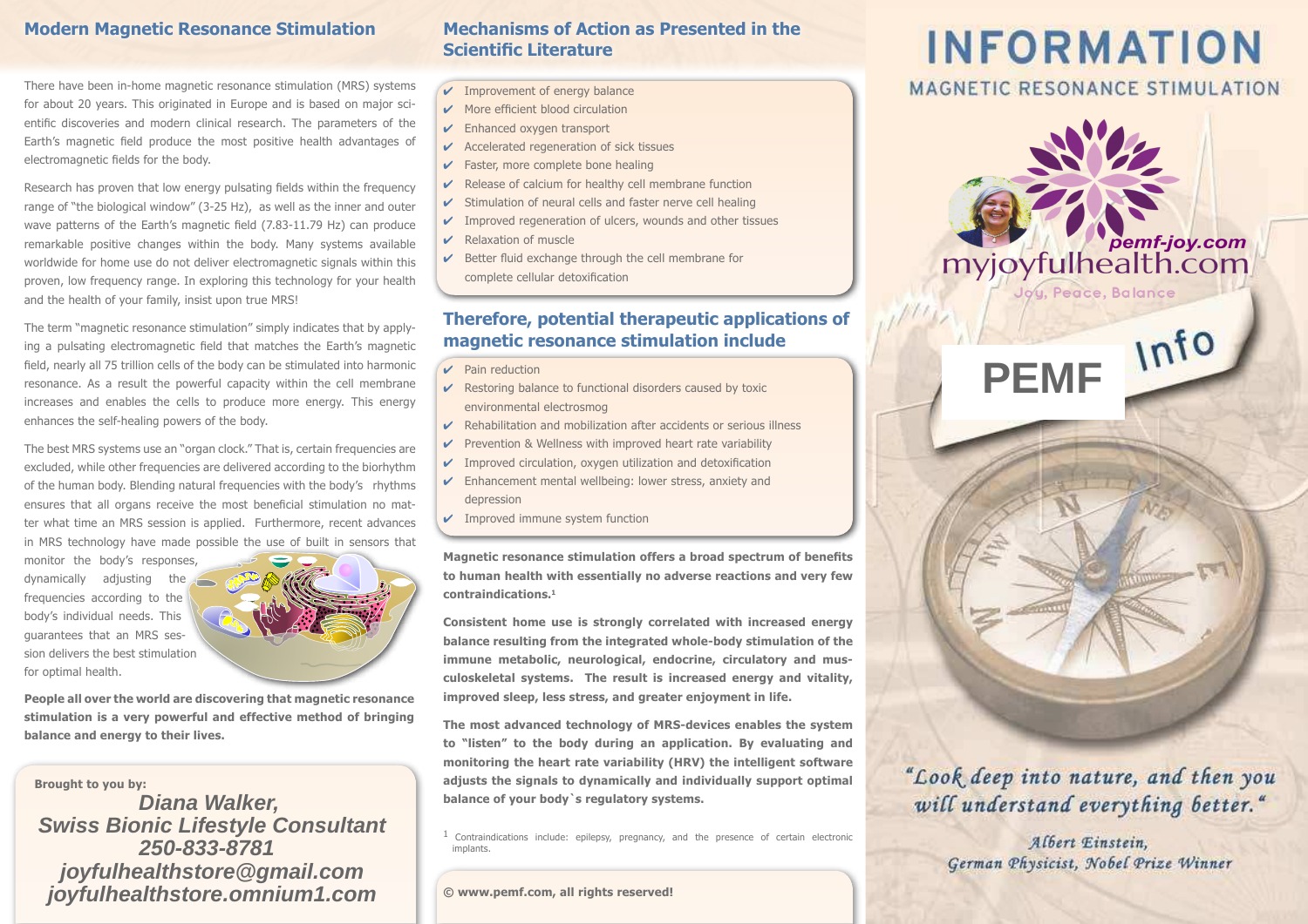## Modern Magnetic Resonance Stimulation

There have been in-home magnetic resonance stimulation (MRS) systems for about 20 years. This originated in Europe and is based on major scientific discoveries and modern clinical research. The parameters of the Earth's magnetic field produce the most positive health advantages of electromagnetic fields for the body.

Research has proven that low energy pulsating fields within the frequency range of "the biological window" (3-25 Hz), as well as the inner and outer wave patterns of the Earth's magnetic field (7.83-11.79 Hz) can produce remarkable positive changes within the body. Many systems available worldwide for home use do not deliver electromagnetic signals within this proven, low frequency range. In exploring this technology for your health and the health of your family, insist upon true MRS!

The term "magnetic resonance stimulation" simply indicates that by applying a pulsating electromagnetic field that matches the Earth's magnetic field, nearly all 75 trillion cells of the body can be stimulated into harmonic resonance. As a result the powerful capacity within the cell membrane increases and enables the cells to produce more energy. This energy enhances the self-healing powers of the body.

The best MRS systems use an "organ clock." That is, certain frequencies are excluded, while other frequencies are delivered according to the biorhythm of the human body. Blending natural frequencies with the body's rhythms ensures that all organs receive the most beneficial stimulation no matter what time an MRS session is applied. Furthermore, recent advances in MRS technology have made possible the use of built in sensors that monitor the body's responses, dynamically adjusting the frequencies according to the body's individual needs. This guarantees that an MRS session delivers the best stimulation for optimal health.

**People all over the world are discovering that magnetic resonance stimulation is a very powerful and effective method of bringing balance and energy to their lives.**

**Brought to you by:**

***Diana Walker,***
***Swiss Bionic Lifestyle Consultant***
***250-833-8781***
***joyfulhealthstore@gmail.com***
***joyfulhealthstore.omnium1.com***

## Mechanisms of Action as Presented in the Scientific Literature

- ✔ Improvement of energy balance
- ✔ More efficient blood circulation
- ✔ Enhanced oxygen transport
- ✔ Accelerated regeneration of sick tissues
- ✔ Faster, more complete bone healing
- ✔ Release of calcium for healthy cell membrane function
- ✔ Stimulation of neural cells and faster nerve cell healing
- ✔ Improved regeneration of ulcers, wounds and other tissues
- ✔ Relaxation of muscle
- ✔ Better fluid exchange through the cell membrane for complete cellular detoxification

## Therefore, potential therapeutic applications of magnetic resonance stimulation include

- ✔ Pain reduction
- ✔ Restoring balance to functional disorders caused by toxic environmental electrosmog
- ✔ Rehabilitation and mobilization after accidents or serious illness
- ✔ Prevention & Wellness with improved heart rate variability
- ✔ Improved circulation, oxygen utilization and detoxification
- ✔ Enhancement mental wellbeing: lower stress, anxiety and depression
- ✔ Improved immune system function

**Magnetic resonance stimulation offers a broad spectrum of benefits to human health with essentially no adverse reactions and very few contraindications.[1]**

**Consistent home use is strongly correlated with increased energy balance resulting from the integrated whole-body stimulation of the immune metabolic, neurological, endocrine, circulatory and musculoskeletal systems. The result is increased energy and vitality, improved sleep, less stress, and greater enjoyment in life.**

**The most advanced technology of MRS-devices enables the system to "listen" to the body during an application. By evaluating and monitoring the heart rate variability (HRV) the intelligent software adjusts the signals to dynamically and individually support optimal balance of your body`s regulatory systems.**

[1] Contraindications include: epilepsy, pregnancy, and the presence of certain electronic implants.

**© www.pemf.com, all rights reserved!**

# INFORMATION

## MAGNETIC RESONANCE STIMULATION

pemf-joy.com
myjoyfulhealth.com
Joy, Peace, Balance

**PEMF** Info

*"Look deep into nature, and then you will understand everything better."*

*Albert Einstein,*
*German Physicist, Nobel Prize Winner*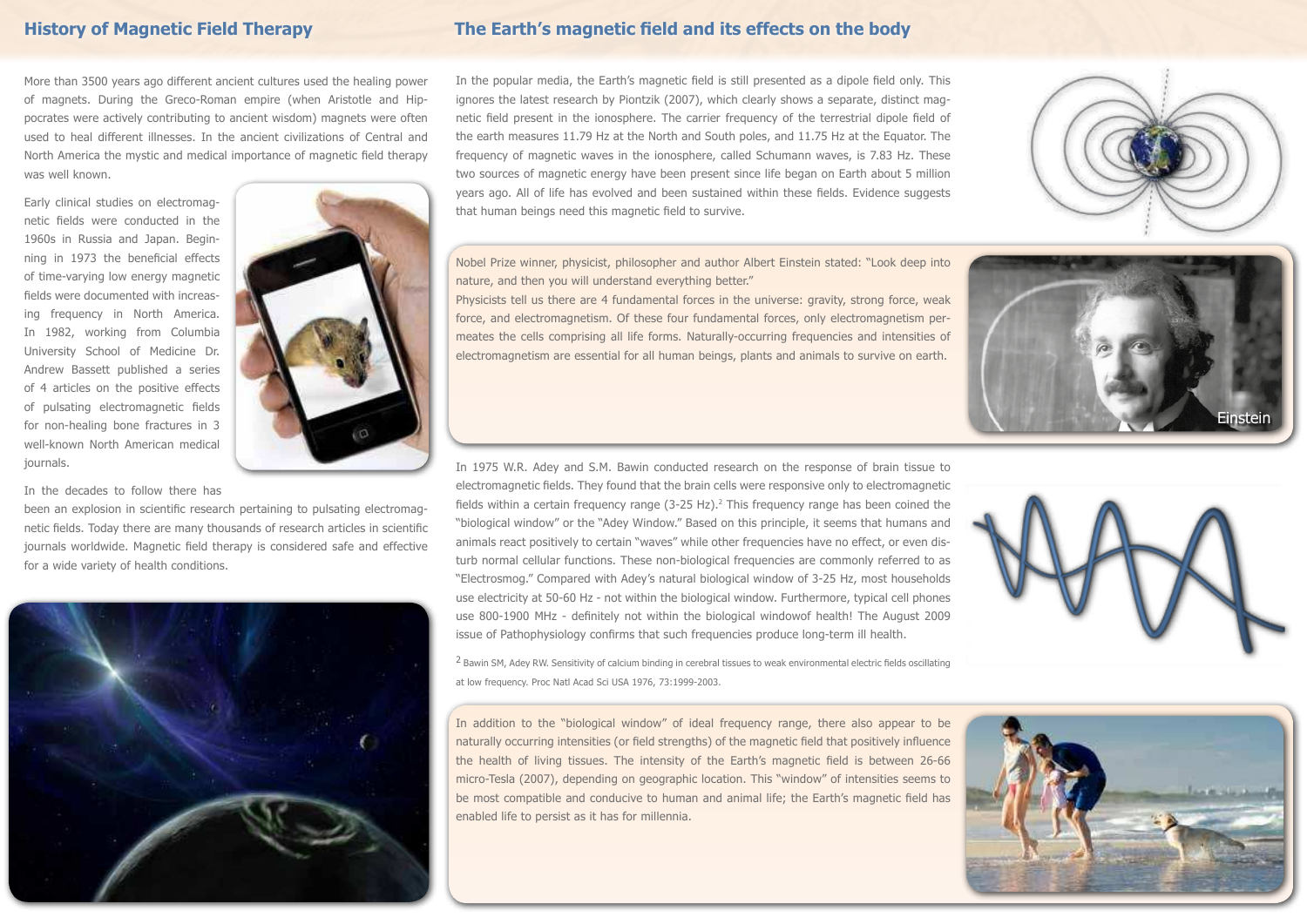## History of Magnetic Field Therapy

More than 3500 years ago different ancient cultures used the healing power of magnets. During the Greco-Roman empire (when Aristotle and Hippocrates were actively contributing to ancient wisdom) magnets were often used to heal different illnesses. In the ancient civilizations of Central and North America the mystic and medical importance of magnetic field therapy was well known.

Early clinical studies on electromagnetic fields were conducted in the 1960s in Russia and Japan. Beginning in 1973 the beneficial effects of time-varying low energy magnetic fields were documented with increasing frequency in North America. In 1982, working from Columbia University School of Medicine Dr. Andrew Bassett published a series of 4 articles on the positive effects of pulsating electromagnetic fields for non-healing bone fractures in 3 well-known North American medical journals.

In the decades to follow there has been an explosion in scientific research pertaining to pulsating electromagnetic fields. Today there are many thousands of research articles in scientific journals worldwide. Magnetic field therapy is considered safe and effective for a wide variety of health conditions.

## The Earth's magnetic field and its effects on the body

In the popular media, the Earth's magnetic field is still presented as a dipole field only. This ignores the latest research by Piontzik (2007), which clearly shows a separate, distinct magnetic field present in the ionosphere. The carrier frequency of the terrestrial dipole field of the earth measures 11.79 Hz at the North and South poles, and 11.75 Hz at the Equator. The frequency of magnetic waves in the ionosphere, called Schumann waves, is 7.83 Hz. These two sources of magnetic energy have been present since life began on Earth about 5 million years ago. All of life has evolved and been sustained within these fields. Evidence suggests that human beings need this magnetic field to survive.

Nobel Prize winner, physicist, philosopher and author Albert Einstein stated: "Look deep into nature, and then you will understand everything better."
Physicists tell us there are 4 fundamental forces in the universe: gravity, strong force, weak force, and electromagnetism. Of these four fundamental forces, only electromagnetism permeates the cells comprising all life forms. Naturally-occurring frequencies and intensities of electromagnetism are essential for all human beings, plants and animals to survive on earth.

Einstein

In 1975 W.R. Adey and S.M. Bawin conducted research on the response of brain tissue to electromagnetic fields. They found that the brain cells were responsive only to electromagnetic fields within a certain frequency range (3-25 Hz).[2] This frequency range has been coined the "biological window" or the "Adey Window." Based on this principle, it seems that humans and animals react positively to certain "waves" while other frequencies have no effect, or even disturb normal cellular functions. These non-biological frequencies are commonly referred to as "Electrosmog." Compared with Adey's natural biological window of 3-25 Hz, most households use electricity at 50-60 Hz - not within the biological window. Furthermore, typical cell phones use 800-1900 MHz - definitely not within the biological windowof health! The August 2009 issue of Pathophysiology confirms that such frequencies produce long-term ill health.

[2] Bawin SM, Adey RW. Sensitivity of calcium binding in cerebral tissues to weak environmental electric fields oscillating at low frequency. Proc Natl Acad Sci USA 1976, 73:1999-2003.

In addition to the "biological window" of ideal frequency range, there also appear to be naturally occurring intensities (or field strengths) of the magnetic field that positively influence the health of living tissues. The intensity of the Earth's magnetic field is between 26-66 micro-Tesla (2007), depending on geographic location. This "window" of intensities seems to be most compatible and conducive to human and animal life; the Earth's magnetic field has enabled life to persist as it has for millennia.